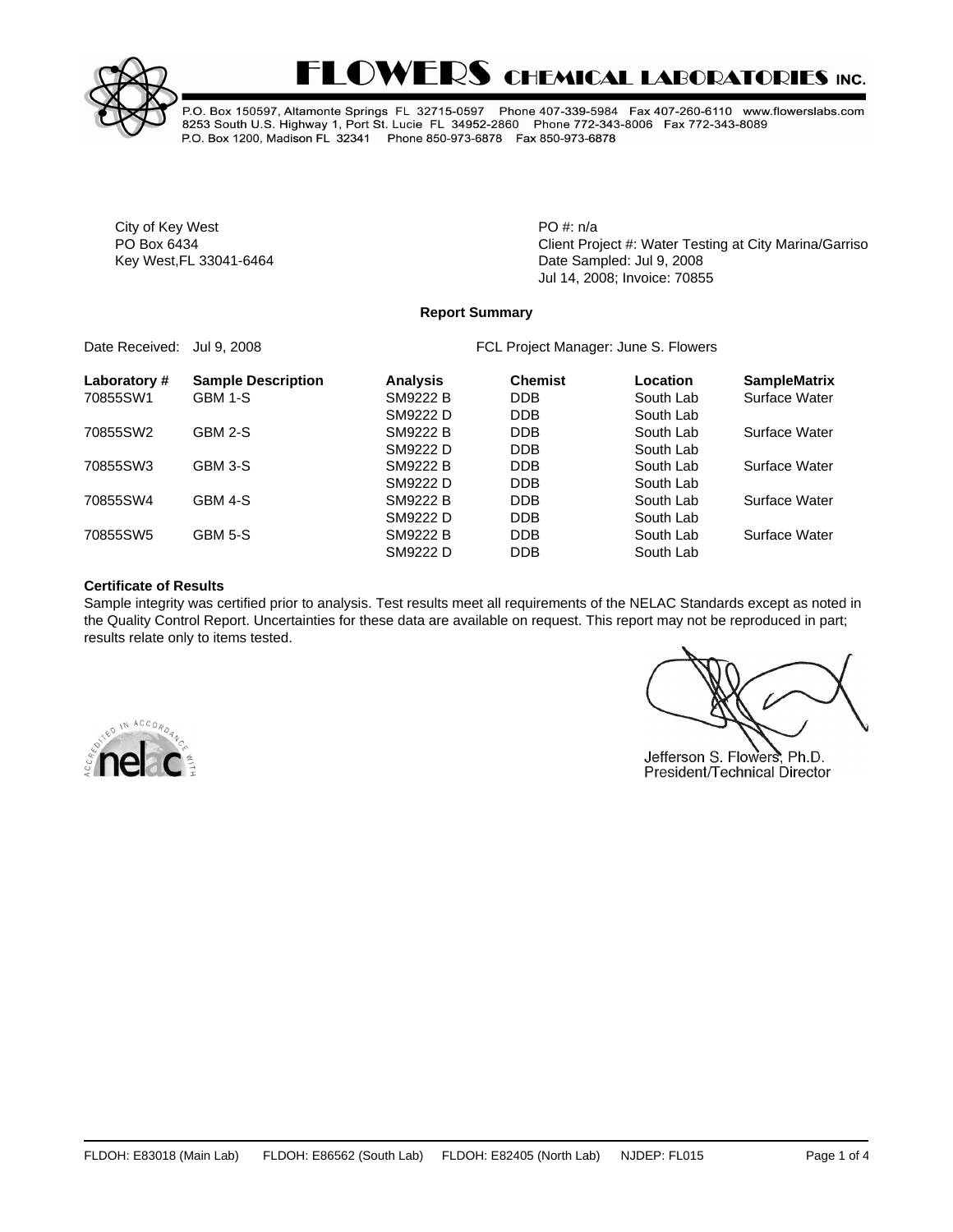# FLOWERS CHEMICAL LABORATORIES INC.

P.O. Box 150597, Altamonte Springs FL 32715-0597 Phone 407-339-5984 Fax 407-260-6110 www.flowerslabs.com
8253 South U.S. Highway 1, Port St. Lucie FL 34952-2860 Phone 772-343-8006 Fax 772-343-8089
P.O. Box 1200, Madison FL 32341 Phone 850-973-6878 Fax 850-973-6878

City of Key West
PO Box 6434
Key West,FL 33041-6464

PO #: n/a
Client Project #: Water Testing at City Marina/Garriso
Date Sampled: Jul 9, 2008
Jul 14, 2008; Invoice: 70855

**Report Summary**

Date Received: Jul 9, 2008

FCL Project Manager: June S. Flowers

| Laboratory # | Sample Description | Analysis | Chemist | Location | SampleMatrix |
|---|---|---|---|---|---|
| 70855SW1 | GBM 1-S | SM9222 B | DDB | South Lab | Surface Water |
| | | SM9222 D | DDB | South Lab | |
| 70855SW2 | GBM 2-S | SM9222 B | DDB | South Lab | Surface Water |
| | | SM9222 D | DDB | South Lab | |
| 70855SW3 | GBM 3-S | SM9222 B | DDB | South Lab | Surface Water |
| | | SM9222 D | DDB | South Lab | |
| 70855SW4 | GBM 4-S | SM9222 B | DDB | South Lab | Surface Water |
| | | SM9222 D | DDB | South Lab | |
| 70855SW5 | GBM 5-S | SM9222 B | DDB | South Lab | Surface Water |
| | | SM9222 D | DDB | South Lab | |

**Certificate of Results**

Sample integrity was certified prior to analysis. Test results meet all requirements of the NELAC Standards except as noted in the Quality Control Report. Uncertainties for these data are available on request. This report may not be reproduced in part; results relate only to items tested.

ACCREDITED IN ACCORDANCE WITH nelac

Jefferson S. Flowers, Ph.D.
President/Technical Director

FLDOH: E83018 (Main Lab) FLDOH: E86562 (South Lab) FLDOH: E82405 (North Lab) NJDEP: FL015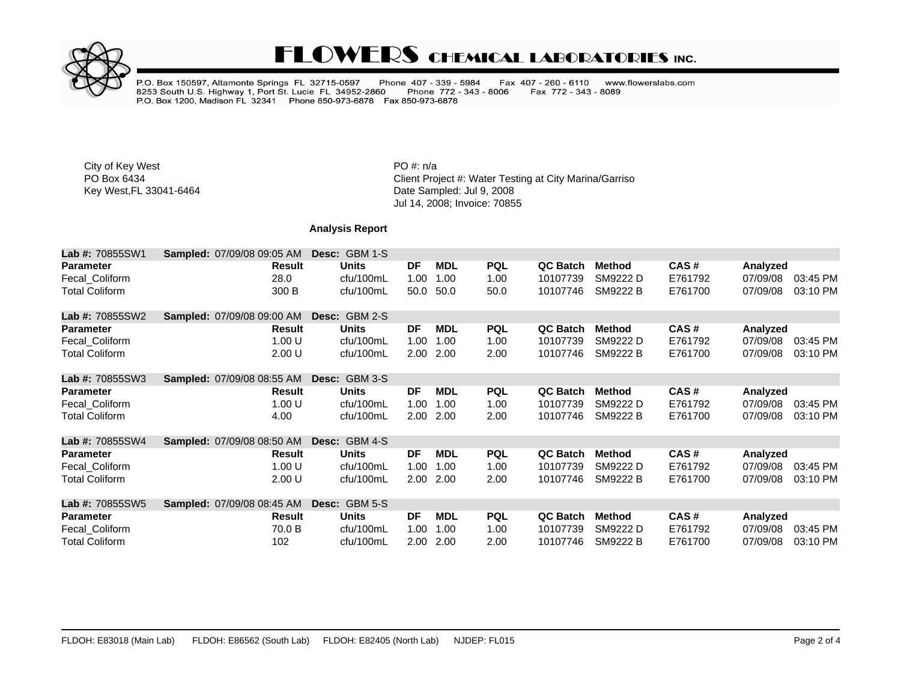# FLOWERS CHEMICAL LABORATORIES INC.

P.O. Box 150597, Altamonte Springs FL 32715-0597 Phone 407 - 339 - 5984 Fax 407 - 260 - 6110 www.flowerslabs.com
8253 South U.S. Highway 1, Port St. Lucie FL 34952-2860 Phone 772 - 343 - 8006 Fax 772 - 343 - 8089
P.O. Box 1200, Madison FL 32341 Phone 850-973-6878 Fax 850-973-6878

City of Key West
PO Box 6434
Key West,FL 33041-6464

PO #: n/a
Client Project #: Water Testing at City Marina/Garriso
Date Sampled: Jul 9, 2008
Jul 14, 2008; Invoice: 70855

**Analysis Report**

**Lab #:** 70855SW1 **Sampled:** 07/09/08 09:05 AM **Desc:** GBM 1-S

| Parameter | Result | Units | DF | MDL | PQL | QC Batch | Method | CAS # | Analyzed | |
|---|---|---|---|---|---|---|---|---|---|---|
| Fecal_Coliform | 28.0 | cfu/100mL | 1.00 | 1.00 | 1.00 | 10107739 | SM9222 D | E761792 | 07/09/08 | 03:45 PM |
| Total Coliform | 300 B | cfu/100mL | 50.0 | 50.0 | 50.0 | 10107746 | SM9222 B | E761700 | 07/09/08 | 03:10 PM |

**Lab #:** 70855SW2 **Sampled:** 07/09/08 09:00 AM **Desc:** GBM 2-S

| Parameter | Result | Units | DF | MDL | PQL | QC Batch | Method | CAS # | Analyzed | |
|---|---|---|---|---|---|---|---|---|---|---|
| Fecal_Coliform | 1.00 U | cfu/100mL | 1.00 | 1.00 | 1.00 | 10107739 | SM9222 D | E761792 | 07/09/08 | 03:45 PM |
| Total Coliform | 2.00 U | cfu/100mL | 2.00 | 2.00 | 2.00 | 10107746 | SM9222 B | E761700 | 07/09/08 | 03:10 PM |

**Lab #:** 70855SW3 **Sampled:** 07/09/08 08:55 AM **Desc:** GBM 3-S

| Parameter | Result | Units | DF | MDL | PQL | QC Batch | Method | CAS # | Analyzed | |
|---|---|---|---|---|---|---|---|---|---|---|
| Fecal_Coliform | 1.00 U | cfu/100mL | 1.00 | 1.00 | 1.00 | 10107739 | SM9222 D | E761792 | 07/09/08 | 03:45 PM |
| Total Coliform | 4.00 | cfu/100mL | 2.00 | 2.00 | 2.00 | 10107746 | SM9222 B | E761700 | 07/09/08 | 03:10 PM |

**Lab #:** 70855SW4 **Sampled:** 07/09/08 08:50 AM **Desc:** GBM 4-S

| Parameter | Result | Units | DF | MDL | PQL | QC Batch | Method | CAS # | Analyzed | |
|---|---|---|---|---|---|---|---|---|---|---|
| Fecal_Coliform | 1.00 U | cfu/100mL | 1.00 | 1.00 | 1.00 | 10107739 | SM9222 D | E761792 | 07/09/08 | 03:45 PM |
| Total Coliform | 2.00 U | cfu/100mL | 2.00 | 2.00 | 2.00 | 10107746 | SM9222 B | E761700 | 07/09/08 | 03:10 PM |

**Lab #:** 70855SW5 **Sampled:** 07/09/08 08:45 AM **Desc:** GBM 5-S

| Parameter | Result | Units | DF | MDL | PQL | QC Batch | Method | CAS # | Analyzed | |
|---|---|---|---|---|---|---|---|---|---|---|
| Fecal_Coliform | 70.0 B | cfu/100mL | 1.00 | 1.00 | 1.00 | 10107739 | SM9222 D | E761792 | 07/09/08 | 03:45 PM |
| Total Coliform | 102 | cfu/100mL | 2.00 | 2.00 | 2.00 | 10107746 | SM9222 B | E761700 | 07/09/08 | 03:10 PM |

FLDOH: E83018 (Main Lab) FLDOH: E86562 (South Lab) FLDOH: E82405 (North Lab) NJDEP: FL015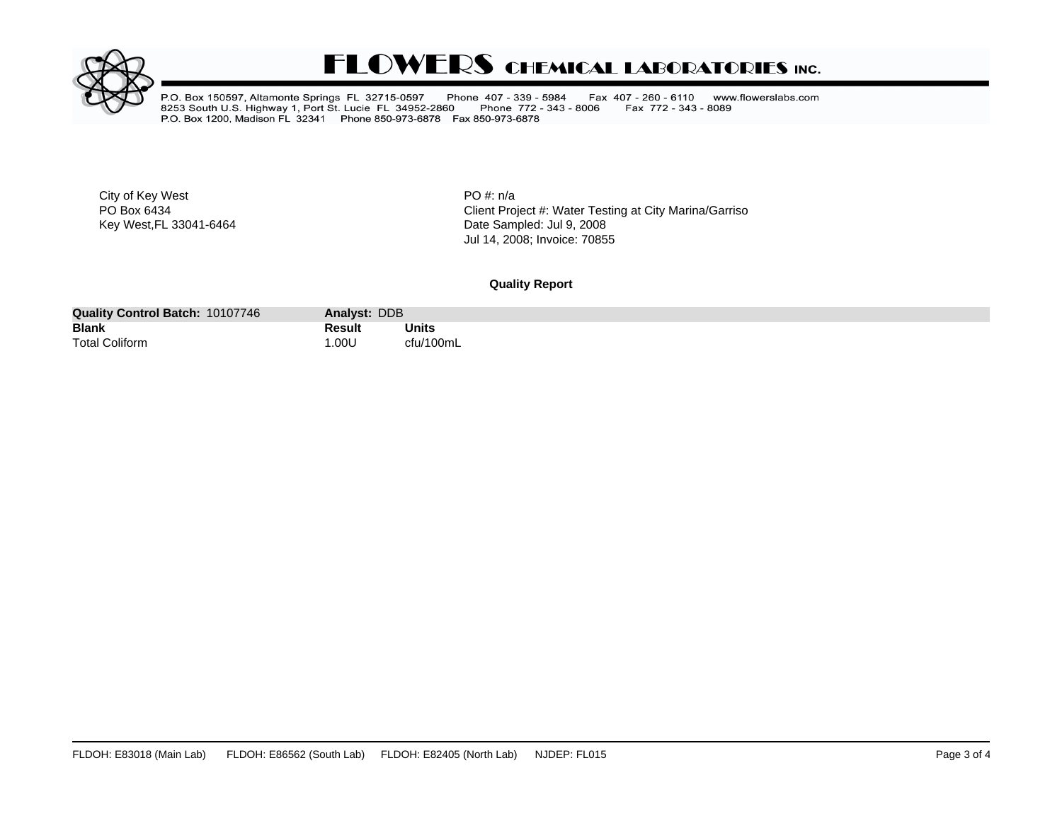# FLOWERS CHEMICAL LABORATORIES INC.

P.O. Box 150597, Altamonte Springs FL 32715-0597 Phone 407 - 339 - 5984 Fax 407 - 260 - 6110 www.flowerslabs.com
8253 South U.S. Highway 1, Port St. Lucie FL 34952-2860 Phone 772 - 343 - 8006 Fax 772 - 343 - 8089
P.O. Box 1200, Madison FL 32341 Phone 850-973-6878 Fax 850-973-6878

City of Key West
PO Box 6434
Key West,FL 33041-6464

PO #: n/a
Client Project #: Water Testing at City Marina/Garriso
Date Sampled: Jul 9, 2008
Jul 14, 2008; Invoice: 70855

**Quality Report**

| **Quality Control Batch:** 10107746 | **Analyst:** DDB | |
|---|---|---|
| **Blank** | **Result** | **Units** |
| Total Coliform | 1.00U | cfu/100mL |

FLDOH: E83018 (Main Lab) FLDOH: E86562 (South Lab) FLDOH: E82405 (North Lab) NJDEP: FL015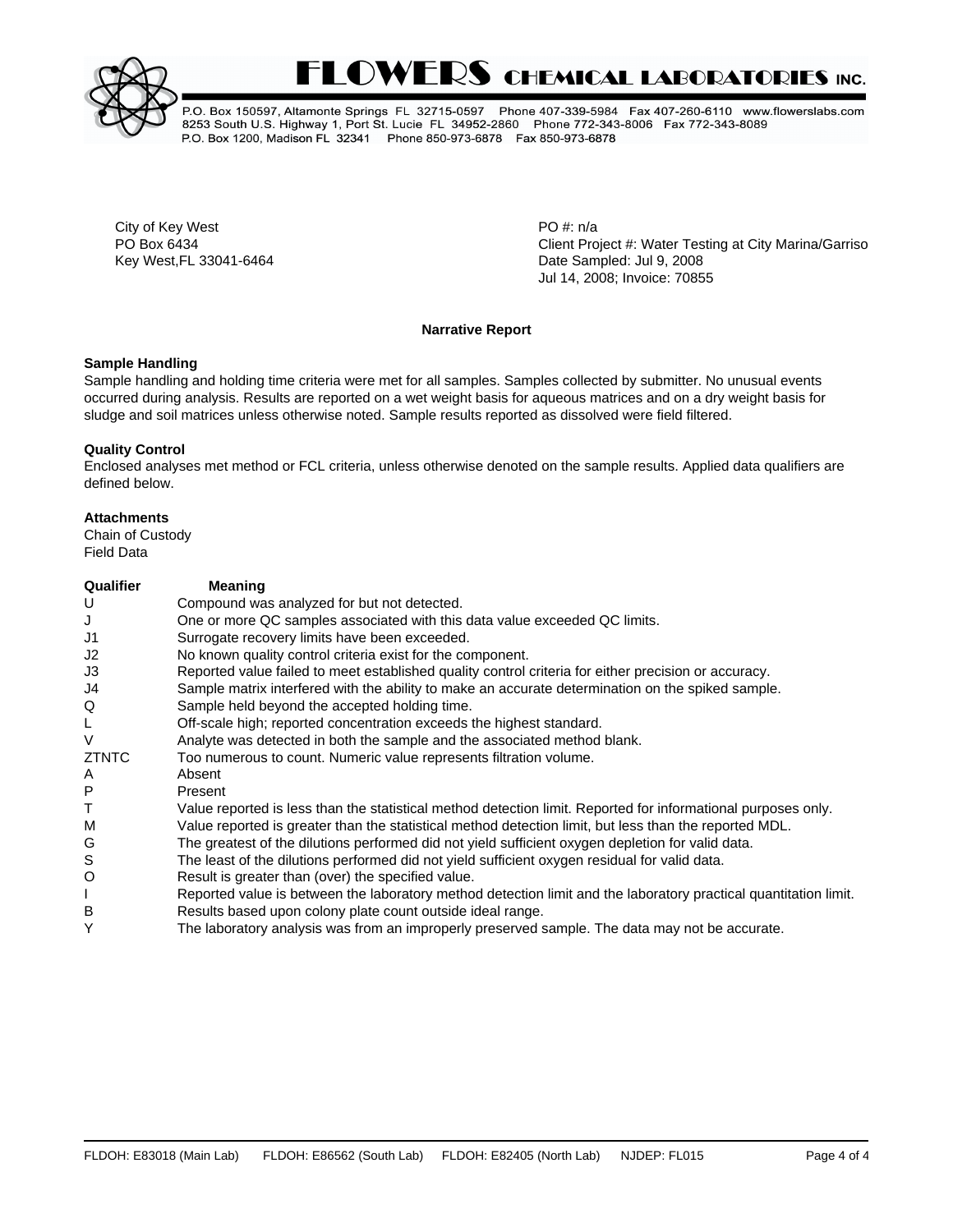# FLOWERS CHEMICAL LABORATORIES INC.

P.O. Box 150597, Altamonte Springs FL 32715-0597 Phone 407-339-5984 Fax 407-260-6110 www.flowerslabs.com
8253 South U.S. Highway 1, Port St. Lucie FL 34952-2860 Phone 772-343-8006 Fax 772-343-8089
P.O. Box 1200, Madison FL 32341 Phone 850-973-6878 Fax 850-973-6878

City of Key West
PO Box 6434
Key West,FL 33041-6464

PO #: n/a
Client Project #: Water Testing at City Marina/Garriso
Date Sampled: Jul 9, 2008
Jul 14, 2008; Invoice: 70855

**Narrative Report**

**Sample Handling**

Sample handling and holding time criteria were met for all samples. Samples collected by submitter. No unusual events occurred during analysis. Results are reported on a wet weight basis for aqueous matrices and on a dry weight basis for sludge and soil matrices unless otherwise noted. Sample results reported as dissolved were field filtered.

**Quality Control**

Enclosed analyses met method or FCL criteria, unless otherwise denoted on the sample results. Applied data qualifiers are defined below.

**Attachments**

Chain of Custody
Field Data

| Qualifier | Meaning |
|---|---|
| U | Compound was analyzed for but not detected. |
| J | One or more QC samples associated with this data value exceeded QC limits. |
| J1 | Surrogate recovery limits have been exceeded. |
| J2 | No known quality control criteria exist for the component. |
| J3 | Reported value failed to meet established quality control criteria for either precision or accuracy. |
| J4 | Sample matrix interfered with the ability to make an accurate determination on the spiked sample. |
| Q | Sample held beyond the accepted holding time. |
| L | Off-scale high; reported concentration exceeds the highest standard. |
| V | Analyte was detected in both the sample and the associated method blank. |
| ZTNTC | Too numerous to count. Numeric value represents filtration volume. |
| A | Absent |
| P | Present |
| T | Value reported is less than the statistical method detection limit. Reported for informational purposes only. |
| M | Value reported is greater than the statistical method detection limit, but less than the reported MDL. |
| G | The greatest of the dilutions performed did not yield sufficient oxygen depletion for valid data. |
| S | The least of the dilutions performed did not yield sufficient oxygen residual for valid data. |
| O | Result is greater than (over) the specified value. |
| I | Reported value is between the laboratory method detection limit and the laboratory practical quantitation limit. |
| B | Results based upon colony plate count outside ideal range. |
| Y | The laboratory analysis was from an improperly preserved sample. The data may not be accurate. |

FLDOH: E83018 (Main Lab) FLDOH: E86562 (South Lab) FLDOH: E82405 (North Lab) NJDEP: FL015